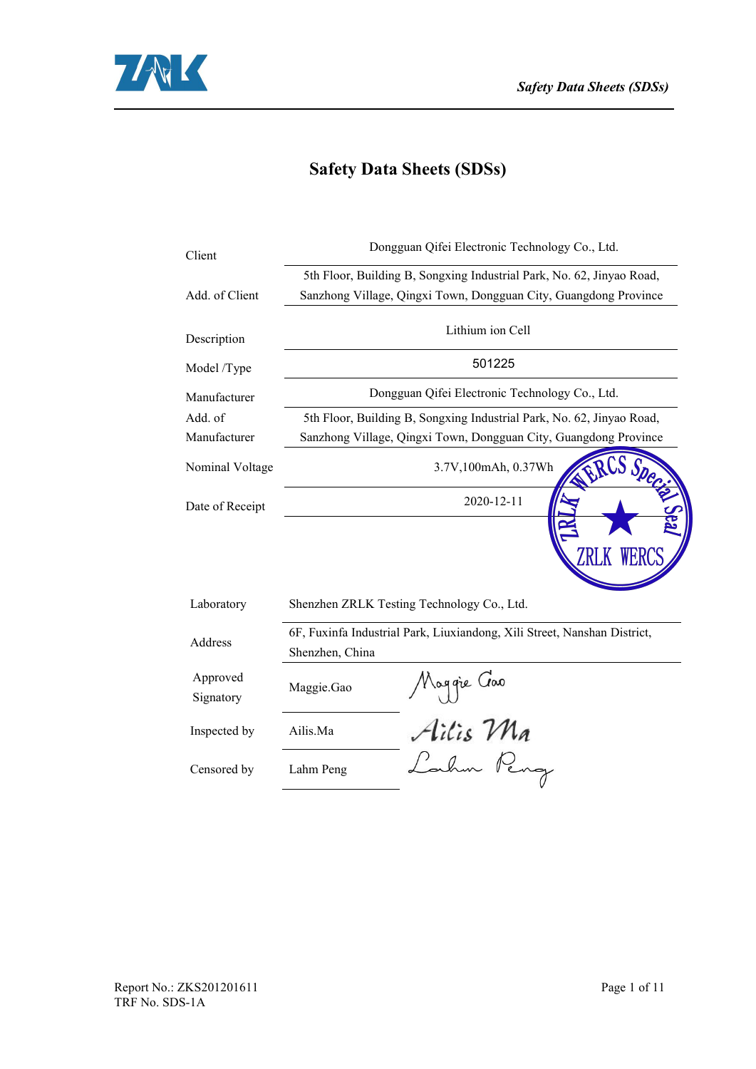# Safety Data Sheets (SDSs)

| | |
|---|---|
| Client | Dongguan Qifei Electronic Technology Co., Ltd. |
| Add. of Client | 5th Floor, Building B, Songxing Industrial Park, No. 62, Jinyao Road, Sanzhong Village, Qingxi Town, Dongguan City, Guangdong Province |
| Description | Lithium ion Cell |
| Model /Type | 501225 |
| Manufacturer | Dongguan Qifei Electronic Technology Co., Ltd. |
| Add. of Manufacturer | 5th Floor, Building B, Songxing Industrial Park, No. 62, Jinyao Road, Sanzhong Village, Qingxi Town, Dongguan City, Guangdong Province |
| Nominal Voltage | 3.7V,100mAh, 0.37Wh |
| Date of Receipt | 2020-12-11 |

ZRLK WERCS Special Seal

| | | |
|---|---|---|
| Laboratory | Shenzhen ZRLK Testing Technology Co., Ltd. | |
| Address | 6F, Fuxinfa Industrial Park, Liuxiandong, Xili Street, Nanshan District, Shenzhen, China | |
| Approved Signatory | Maggie.Gao | Maggie Gao |
| Inspected by | Ailis.Ma | Ailis Ma |
| Censored by | Lahm Peng | Lahm Peng |

Report No.: ZKS201201611
TRF No. SDS-1A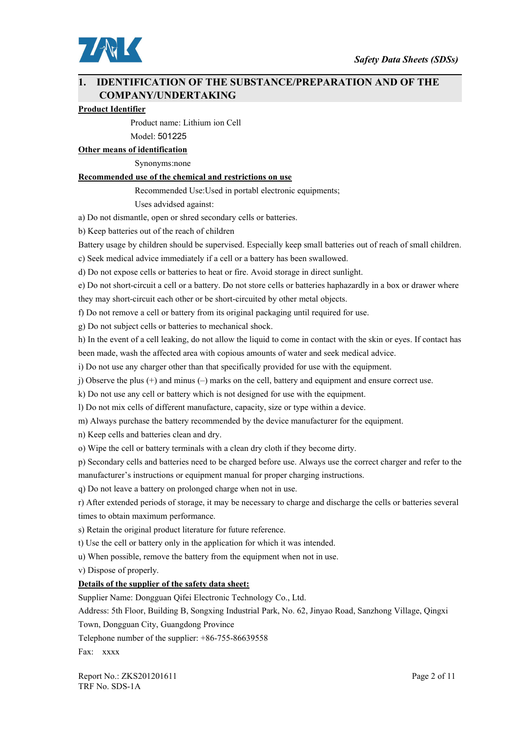## 1. IDENTIFICATION OF THE SUBSTANCE/PREPARATION AND OF THE COMPANY/UNDERTAKING

**Product Identifier**

Product name: Lithium ion Cell

Model: 501225

**Other means of identification**

Synonyms:none

**Recommended use of the chemical and restrictions on use**

Recommended Use:Used in portabl electronic equipments;

Uses advidsed against:

a) Do not dismantle, open or shred secondary cells or batteries.

b) Keep batteries out of the reach of children

Battery usage by children should be supervised. Especially keep small batteries out of reach of small children.

c) Seek medical advice immediately if a cell or a battery has been swallowed.

d) Do not expose cells or batteries to heat or fire. Avoid storage in direct sunlight.

e) Do not short-circuit a cell or a battery. Do not store cells or batteries haphazardly in a box or drawer where they may short-circuit each other or be short-circuited by other metal objects.

f) Do not remove a cell or battery from its original packaging until required for use.

g) Do not subject cells or batteries to mechanical shock.

h) In the event of a cell leaking, do not allow the liquid to come in contact with the skin or eyes. If contact has been made, wash the affected area with copious amounts of water and seek medical advice.

i) Do not use any charger other than that specifically provided for use with the equipment.

j) Observe the plus (+) and minus (–) marks on the cell, battery and equipment and ensure correct use.

k) Do not use any cell or battery which is not designed for use with the equipment.

l) Do not mix cells of different manufacture, capacity, size or type within a device.

m) Always purchase the battery recommended by the device manufacturer for the equipment.

n) Keep cells and batteries clean and dry.

o) Wipe the cell or battery terminals with a clean dry cloth if they become dirty.

p) Secondary cells and batteries need to be charged before use. Always use the correct charger and refer to the manufacturer's instructions or equipment manual for proper charging instructions.

q) Do not leave a battery on prolonged charge when not in use.

r) After extended periods of storage, it may be necessary to charge and discharge the cells or batteries several times to obtain maximum performance.

s) Retain the original product literature for future reference.

t) Use the cell or battery only in the application for which it was intended.

u) When possible, remove the battery from the equipment when not in use.

v) Dispose of properly.

**Details of the supplier of the safety data sheet:**

Supplier Name: Dongguan Qifei Electronic Technology Co., Ltd.

Address: 5th Floor, Building B, Songxing Industrial Park, No. 62, Jinyao Road, Sanzhong Village, Qingxi Town, Dongguan City, Guangdong Province

Telephone number of the supplier: +86-755-86639558

Fax: xxxx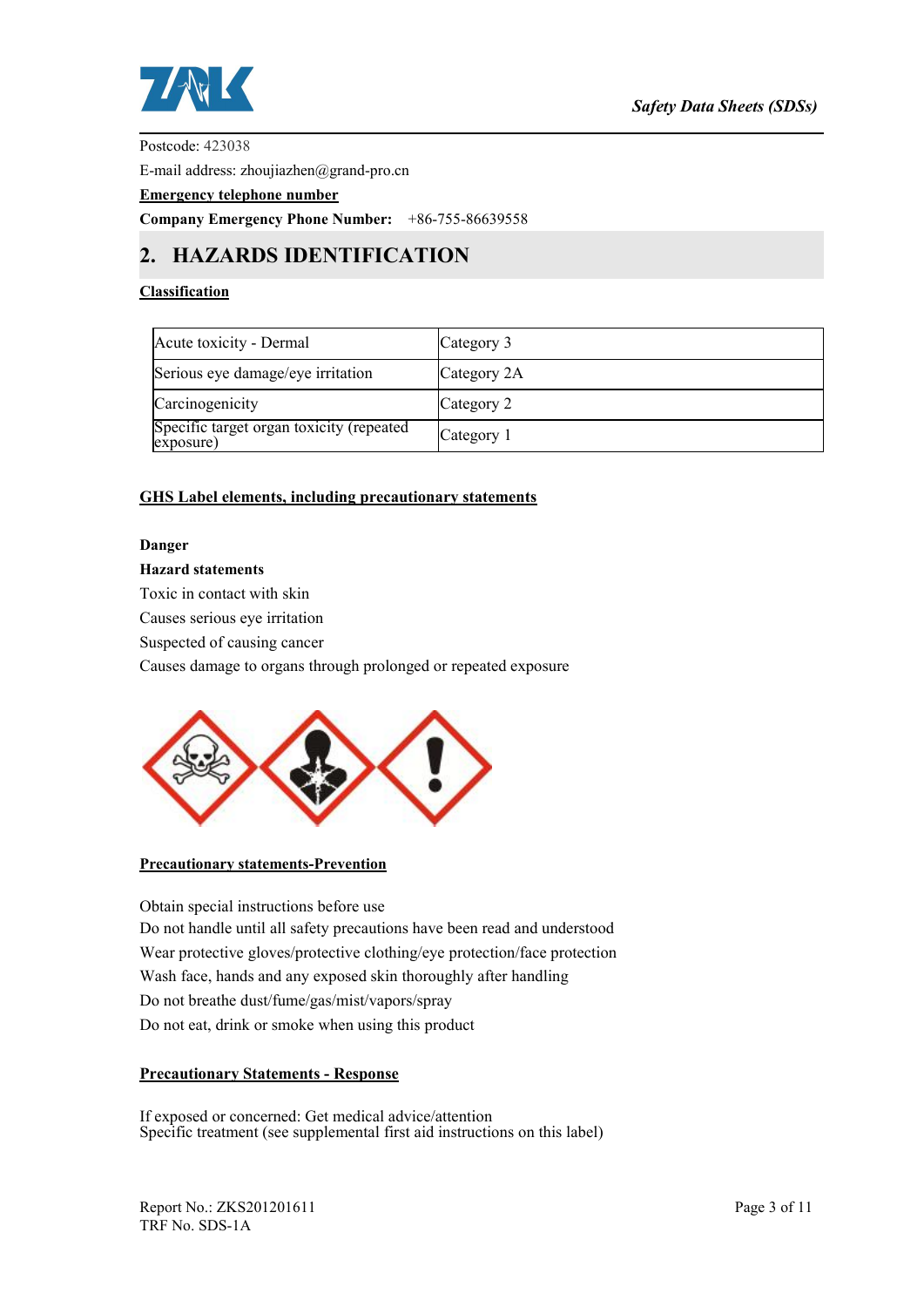Postcode: 423038

E-mail address: zhoujiazhen@grand-pro.cn

**Emergency telephone number**

**Company Emergency Phone Number:** +86-755-86639558

## 2. HAZARDS IDENTIFICATION

**Classification**

| Hazard class | Category |
|---|---|
| Acute toxicity - Dermal | Category 3 |
| Serious eye damage/eye irritation | Category 2A |
| Carcinogenicity | Category 2 |
| Specific target organ toxicity (repeated exposure) | Category 1 |

**GHS Label elements, including precautionary statements**

**Danger**

**Hazard statements**

Toxic in contact with skin

Causes serious eye irritation

Suspected of causing cancer

Causes damage to organs through prolonged or repeated exposure

**Precautionary statements-Prevention**

Obtain special instructions before use

Do not handle until all safety precautions have been read and understood

Wear protective gloves/protective clothing/eye protection/face protection

Wash face, hands and any exposed skin thoroughly after handling

Do not breathe dust/fume/gas/mist/vapors/spray

Do not eat, drink or smoke when using this product

**Precautionary Statements - Response**

If exposed or concerned: Get medical advice/attention

Specific treatment (see supplemental first aid instructions on this label)

Report No.: ZKS201201611

TRF No. SDS-1A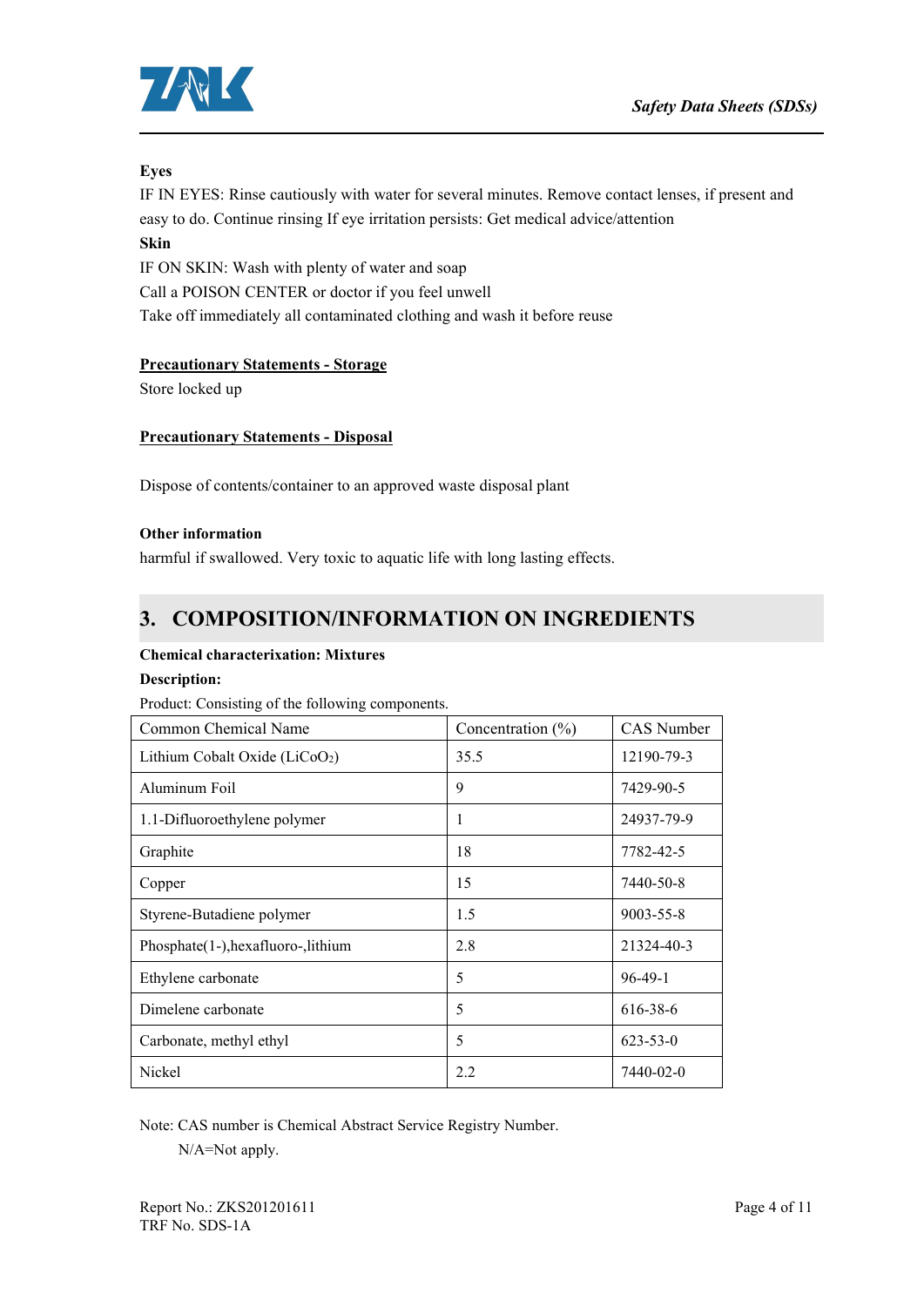**Eyes**

IF IN EYES: Rinse cautiously with water for several minutes. Remove contact lenses, if present and easy to do. Continue rinsing If eye irritation persists: Get medical advice/attention

**Skin**

IF ON SKIN: Wash with plenty of water and soap

Call a POISON CENTER or doctor if you feel unwell

Take off immediately all contaminated clothing and wash it before reuse

**Precautionary Statements - Storage**

Store locked up

**Precautionary Statements - Disposal**

Dispose of contents/container to an approved waste disposal plant

**Other information**

harmful if swallowed. Very toxic to aquatic life with long lasting effects.

## 3. COMPOSITION/INFORMATION ON INGREDIENTS

**Chemical characterixation: Mixtures**

**Description:**

Product: Consisting of the following components.

| Common Chemical Name | Concentration (%) | CAS Number |
|---|---|---|
| Lithium Cobalt Oxide ($LiCoO_2$) | 35.5 | 12190-79-3 |
| Aluminum Foil | 9 | 7429-90-5 |
| 1.1-Difluoroethylene polymer | 1 | 24937-79-9 |
| Graphite | 18 | 7782-42-5 |
| Copper | 15 | 7440-50-8 |
| Styrene-Butadiene polymer | 1.5 | 9003-55-8 |
| Phosphate(1-),hexafluoro-,lithium | 2.8 | 21324-40-3 |
| Ethylene carbonate | 5 | 96-49-1 |
| Dimelene carbonate | 5 | 616-38-6 |
| Carbonate, methyl ethyl | 5 | 623-53-0 |
| Nickel | 2.2 | 7440-02-0 |

Note: CAS number is Chemical Abstract Service Registry Number.

N/A=Not apply.

Report No.: ZKS201201611

TRF No. SDS-1A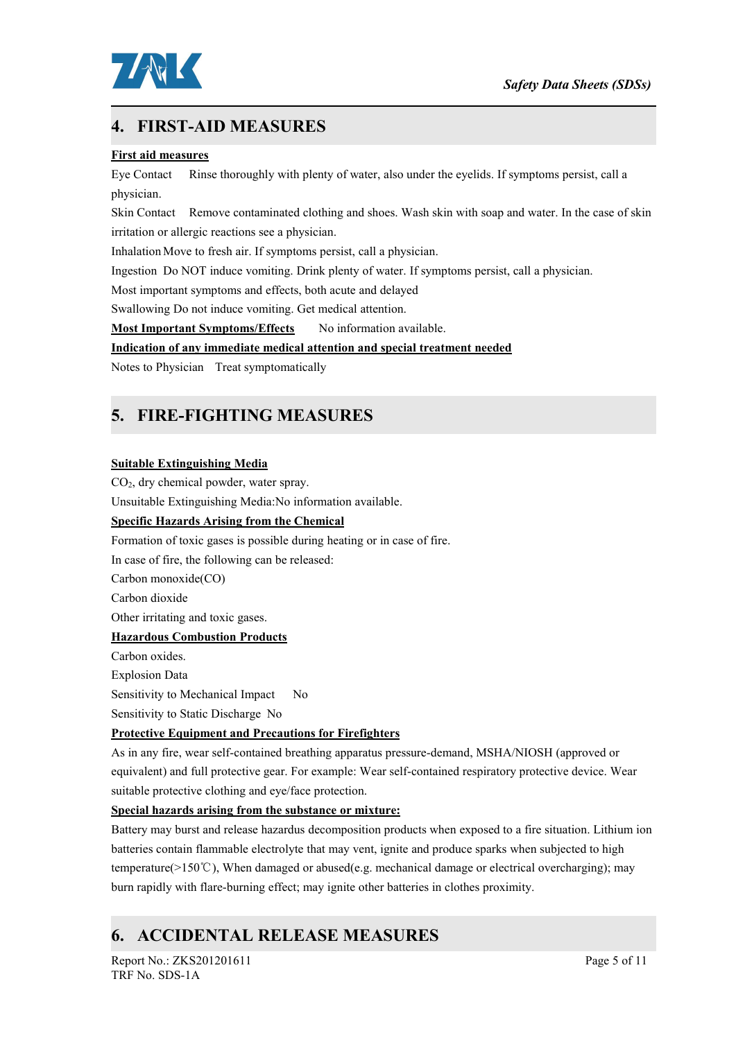## 4. FIRST-AID MEASURES

**First aid measures**

Eye Contact Rinse thoroughly with plenty of water, also under the eyelids. If symptoms persist, call a physician.

Skin Contact Remove contaminated clothing and shoes. Wash skin with soap and water. In the case of skin irritation or allergic reactions see a physician.

Inhalation Move to fresh air. If symptoms persist, call a physician.

Ingestion Do NOT induce vomiting. Drink plenty of water. If symptoms persist, call a physician.

Most important symptoms and effects, both acute and delayed

Swallowing Do not induce vomiting. Get medical attention.

**Most Important Symptoms/Effects** No information available.

**Indication of any immediate medical attention and special treatment needed**

Notes to Physician Treat symptomatically

## 5. FIRE-FIGHTING MEASURES

**Suitable Extinguishing Media**

$CO_2$, dry chemical powder, water spray.

Unsuitable Extinguishing Media:No information available.

**Specific Hazards Arising from the Chemical**

Formation of toxic gases is possible during heating or in case of fire.

In case of fire, the following can be released:

Carbon monoxide(CO)

Carbon dioxide

Other irritating and toxic gases.

**Hazardous Combustion Products**

Carbon oxides.

Explosion Data

Sensitivity to Mechanical Impact No

Sensitivity to Static Discharge No

**Protective Equipment and Precautions for Firefighters**

As in any fire, wear self-contained breathing apparatus pressure-demand, MSHA/NIOSH (approved or equivalent) and full protective gear. For example: Wear self-contained respiratory protective device. Wear suitable protective clothing and eye/face protection.

**Special hazards arising from the substance or mixture:**

Battery may burst and release hazardus decomposition products when exposed to a fire situation. Lithium ion batteries contain flammable electrolyte that may vent, ignite and produce sparks when subjected to high temperature(>150℃), When damaged or abused(e.g. mechanical damage or electrical overcharging); may burn rapidly with flare-burning effect; may ignite other batteries in clothes proximity.

## 6. ACCIDENTAL RELEASE MEASURES

Report No.: ZKS201201611

TRF No. SDS-1A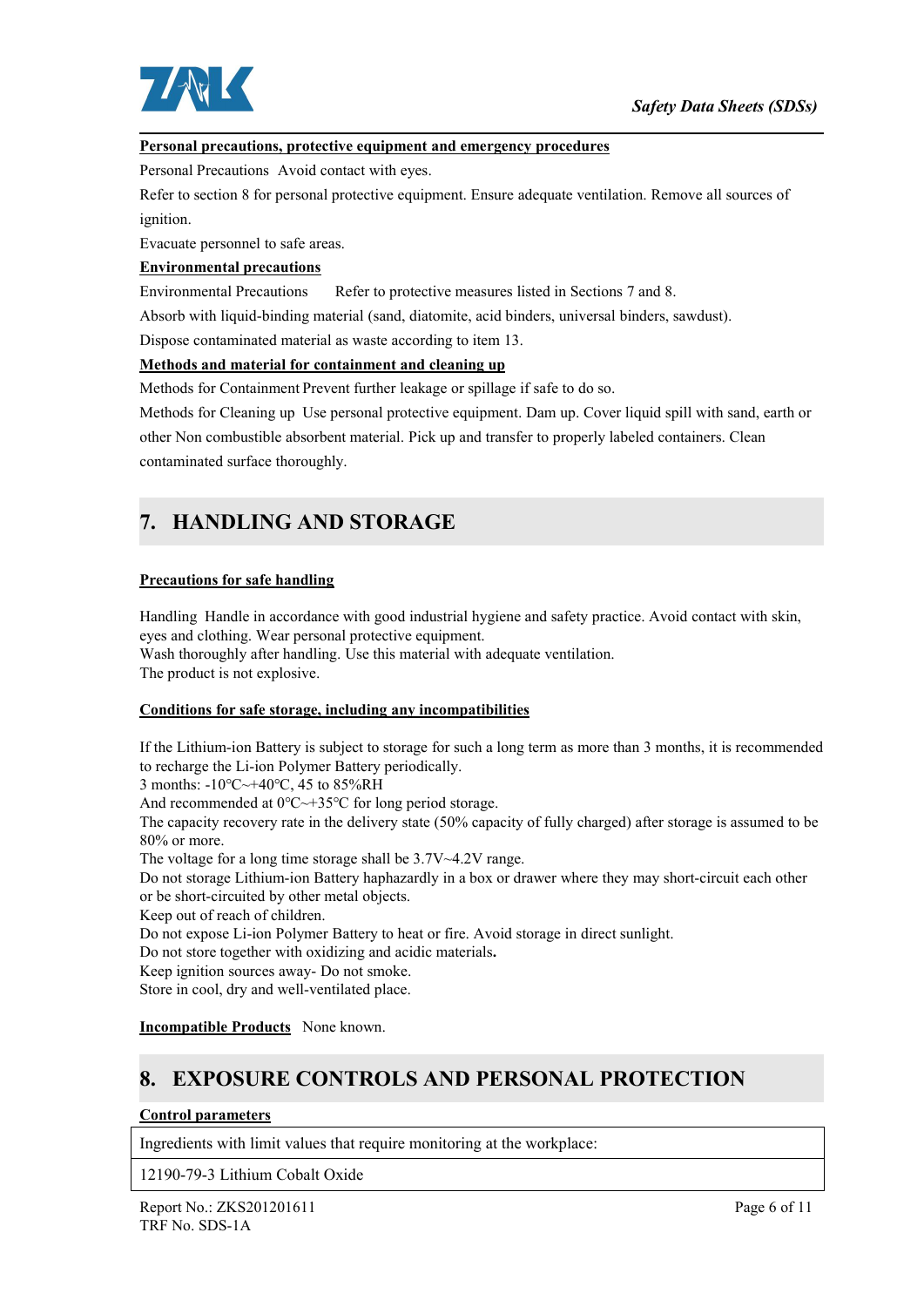**Personal precautions, protective equipment and emergency procedures**

Personal Precautions  Avoid contact with eyes.

Refer to section 8 for personal protective equipment. Ensure adequate ventilation. Remove all sources of ignition.

Evacuate personnel to safe areas.

**Environmental precautions**

Environmental Precautions  Refer to protective measures listed in Sections 7 and 8.

Absorb with liquid-binding material (sand, diatomite, acid binders, universal binders, sawdust).

Dispose contaminated material as waste according to item 13.

**Methods and material for containment and cleaning up**

Methods for Containment Prevent further leakage or spillage if safe to do so.

Methods for Cleaning up  Use personal protective equipment. Dam up. Cover liquid spill with sand, earth or other Non combustible absorbent material. Pick up and transfer to properly labeled containers. Clean contaminated surface thoroughly.

## 7. HANDLING AND STORAGE

**Precautions for safe handling**

Handling  Handle in accordance with good industrial hygiene and safety practice. Avoid contact with skin, eyes and clothing. Wear personal protective equipment.
Wash thoroughly after handling. Use this material with adequate ventilation.
The product is not explosive.

**Conditions for safe storage, including any incompatibilities**

If the Lithium-ion Battery is subject to storage for such a long term as more than 3 months, it is recommended to recharge the Li-ion Polymer Battery periodically.
3 months: -10℃~+40℃, 45 to 85%RH
And recommended at 0℃~+35℃ for long period storage.
The capacity recovery rate in the delivery state (50% capacity of fully charged) after storage is assumed to be 80% or more.
The voltage for a long time storage shall be 3.7V~4.2V range.
Do not storage Lithium-ion Battery haphazardly in a box or drawer where they may short-circuit each other or be short-circuited by other metal objects.
Keep out of reach of children.
Do not expose Li-ion Polymer Battery to heat or fire. Avoid storage in direct sunlight.
Do not store together with oxidizing and acidic materials**.**
Keep ignition sources away- Do not smoke.
Store in cool, dry and well-ventilated place.

**Incompatible Products**  None known.

## 8. EXPOSURE CONTROLS AND PERSONAL PROTECTION

**Control parameters**

| Ingredients with limit values that require monitoring at the workplace: |
|---|
| 12190-79-3 Lithium Cobalt Oxide |

Report No.: ZKS201201611
TRF No. SDS-1A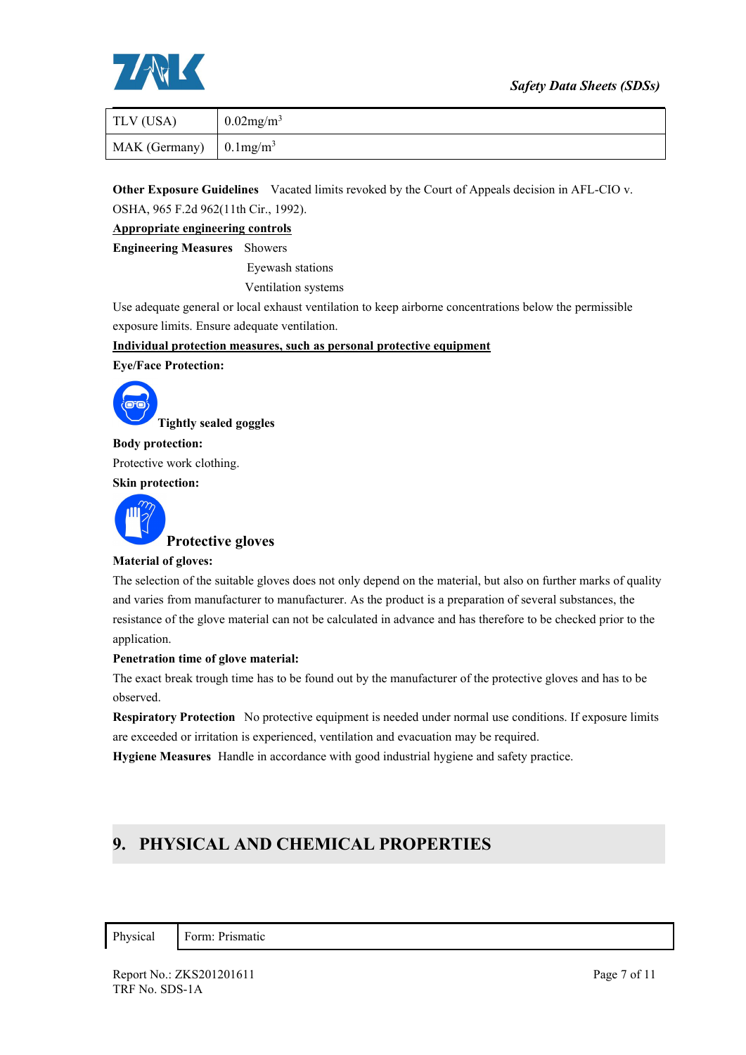| TLV (USA) | $0.02mg/m^3$ |
|---|---|
| MAK (Germany) | $0.1mg/m^3$ |

**Other Exposure Guidelines** Vacated limits revoked by the Court of Appeals decision in AFL-CIO v. OSHA, 965 F.2d 962(11th Cir., 1992).

**Appropriate engineering controls**

**Engineering Measures** Showers
Eyewash stations
Ventilation systems

Use adequate general or local exhaust ventilation to keep airborne concentrations below the permissible exposure limits. Ensure adequate ventilation.

**Individual protection measures, such as personal protective equipment**

**Eye/Face Protection:**

**Tightly sealed goggles**

**Body protection:**

Protective work clothing.

**Skin protection:**

**Protective gloves**

**Material of gloves:**

The selection of the suitable gloves does not only depend on the material, but also on further marks of quality and varies from manufacturer to manufacturer. As the product is a preparation of several substances, the resistance of the glove material can not be calculated in advance and has therefore to be checked prior to the application.

**Penetration time of glove material:**

The exact break trough time has to be found out by the manufacturer of the protective gloves and has to be observed.

**Respiratory Protection** No protective equipment is needed under normal use conditions. If exposure limits are exceeded or irritation is experienced, ventilation and evacuation may be required.

**Hygiene Measures** Handle in accordance with good industrial hygiene and safety practice.

# 9. PHYSICAL AND CHEMICAL PROPERTIES

| Physical | Form: Prismatic |
|---|---|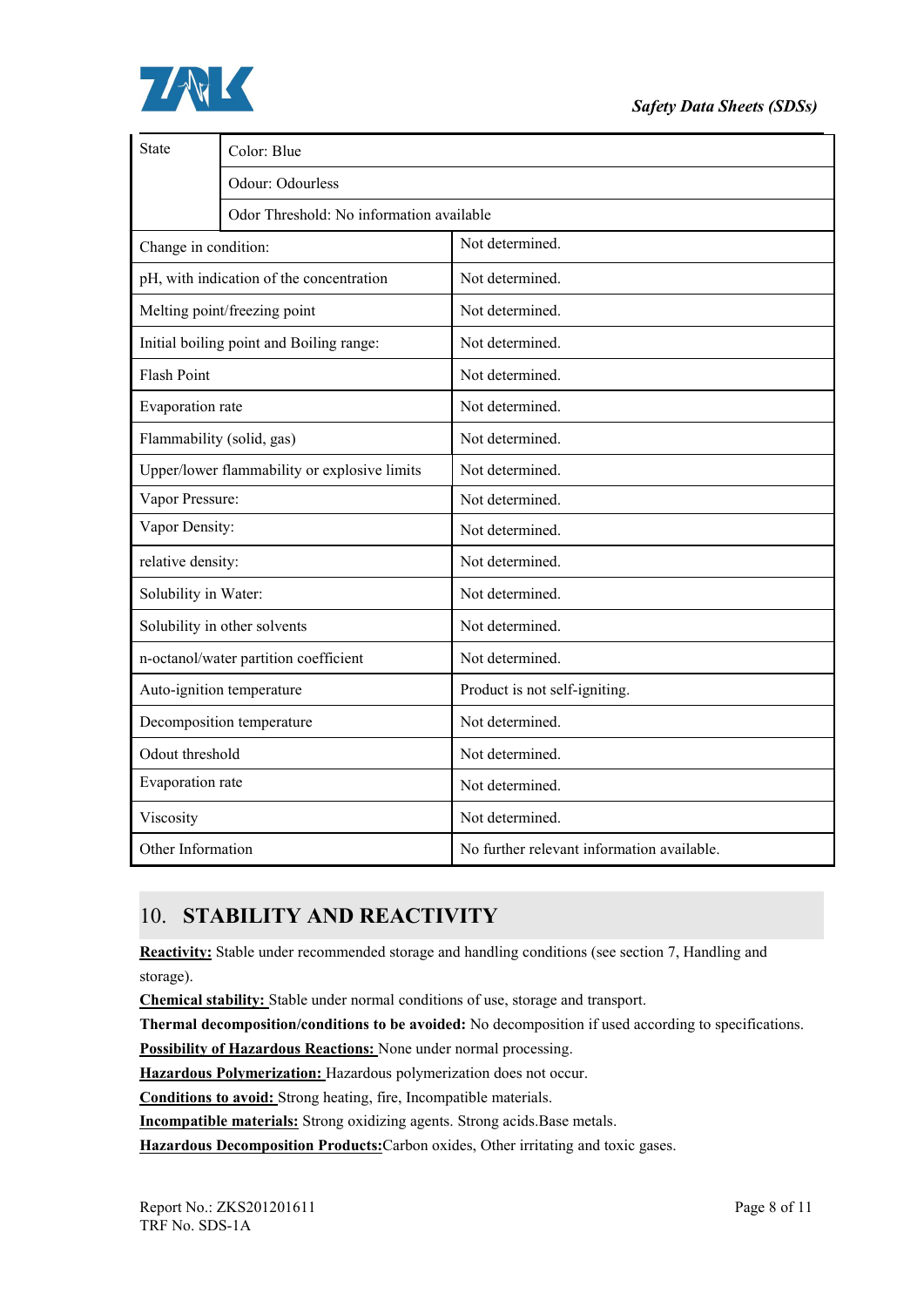| State | Color: Blue |
| --- | --- |
| | Odour: Odourless |
| | Odor Threshold: No information available |
| Change in condition: | Not determined. |
| pH, with indication of the concentration | Not determined. |
| Melting point/freezing point | Not determined. |
| Initial boiling point and Boiling range: | Not determined. |
| Flash Point | Not determined. |
| Evaporation rate | Not determined. |
| Flammability (solid, gas) | Not determined. |
| Upper/lower flammability or explosive limits | Not determined. |
| Vapor Pressure: | Not determined. |
| Vapor Density: | Not determined. |
| relative density: | Not determined. |
| Solubility in Water: | Not determined. |
| Solubility in other solvents | Not determined. |
| n-octanol/water partition coefficient | Not determined. |
| Auto-ignition temperature | Product is not self-igniting. |
| Decomposition temperature | Not determined. |
| Odout threshold | Not determined. |
| Evaporation rate | Not determined. |
| Viscosity | Not determined. |
| Other Information | No further relevant information available. |

## 10. STABILITY AND REACTIVITY

**Reactivity:** Stable under recommended storage and handling conditions (see section 7, Handling and storage).

**Chemical stability:** Stable under normal conditions of use, storage and transport.

**Thermal decomposition/conditions to be avoided:** No decomposition if used according to specifications.

**Possibility of Hazardous Reactions:** None under normal processing.

**Hazardous Polymerization:** Hazardous polymerization does not occur.

**Conditions to avoid:** Strong heating, fire, Incompatible materials.

**Incompatible materials:** Strong oxidizing agents. Strong acids.Base metals.

**Hazardous Decomposition Products:**Carbon oxides, Other irritating and toxic gases.

Report No.: ZKS201201611
TRF No. SDS-1A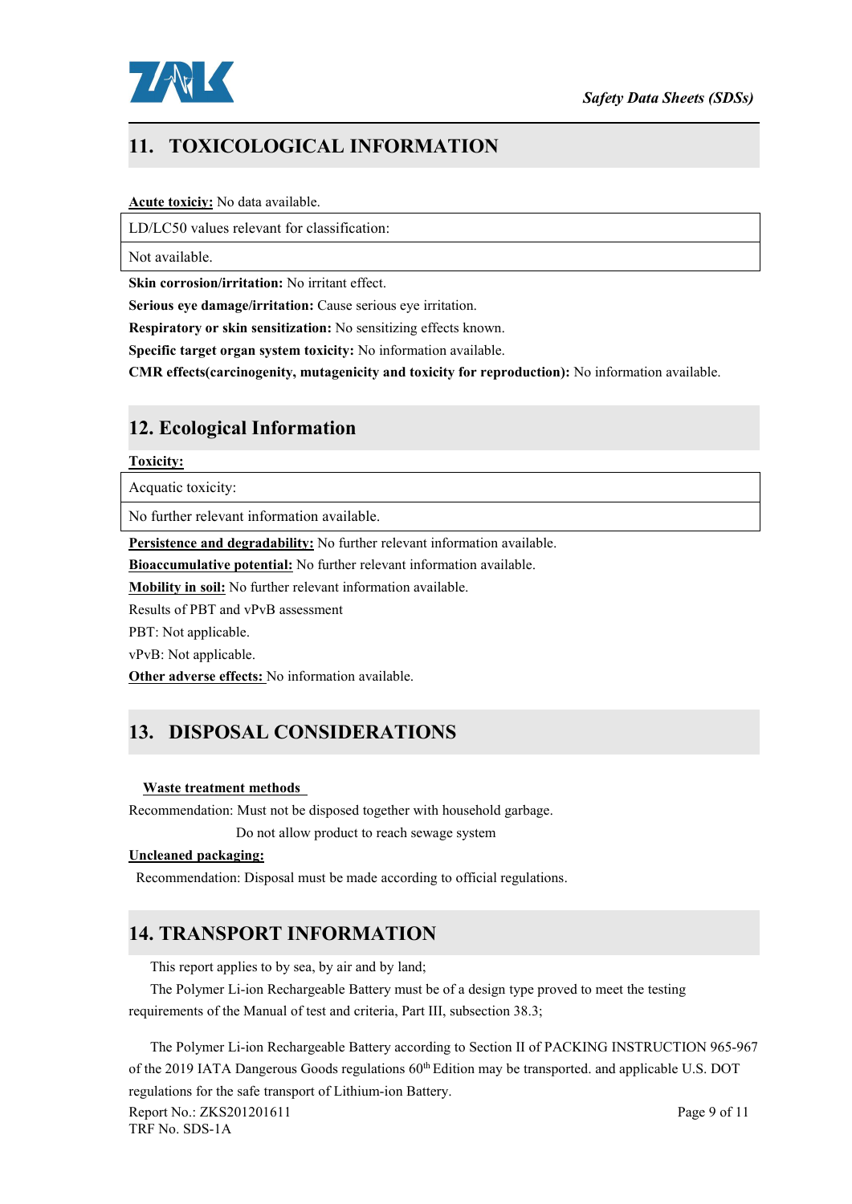## 11. TOXICOLOGICAL INFORMATION

**Acute toxiciy:** No data available.

| LD/LC50 values relevant for classification: |
|---|
| Not available. |

**Skin corrosion/irritation:** No irritant effect.

**Serious eye damage/irritation:** Cause serious eye irritation.

**Respiratory or skin sensitization:** No sensitizing effects known.

**Specific target organ system toxicity:** No information available.

**CMR effects(carcinogenity, mutagenicity and toxicity for reproduction):** No information available.

## 12. Ecological Information

**Toxicity:**

| Acquatic toxicity: |
|---|
| No further relevant information available. |

**Persistence and degradability:** No further relevant information available.

**Bioaccumulative potential:** No further relevant information available.

**Mobility in soil:** No further relevant information available.

Results of PBT and vPvB assessment

PBT: Not applicable.

vPvB: Not applicable.

**Other adverse effects:** No information available.

## 13. DISPOSAL CONSIDERATIONS

**Waste treatment methods**

Recommendation: Must not be disposed together with household garbage.

Do not allow product to reach sewage system

**Uncleaned packaging:**

Recommendation: Disposal must be made according to official regulations.

## 14. TRANSPORT INFORMATION

This report applies to by sea, by air and by land;

The Polymer Li-ion Rechargeable Battery must be of a design type proved to meet the testing requirements of the Manual of test and criteria, Part III, subsection 38.3;

The Polymer Li-ion Rechargeable Battery according to Section II of PACKING INSTRUCTION 965-967 of the 2019 IATA Dangerous Goods regulations 60th Edition may be transported. and applicable U.S. DOT regulations for the safe transport of Lithium-ion Battery.

Report No.: ZKS201201611

TRF No. SDS-1A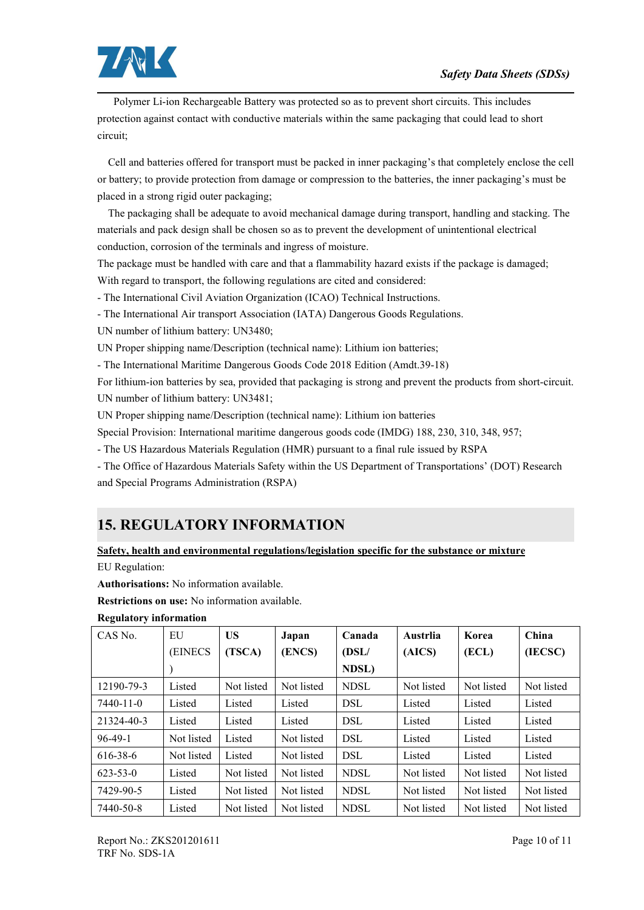Polymer Li-ion Rechargeable Battery was protected so as to prevent short circuits. This includes protection against contact with conductive materials within the same packaging that could lead to short circuit;

Cell and batteries offered for transport must be packed in inner packaging's that completely enclose the cell or battery; to provide protection from damage or compression to the batteries, the inner packaging's must be placed in a strong rigid outer packaging;

The packaging shall be adequate to avoid mechanical damage during transport, handling and stacking. The materials and pack design shall be chosen so as to prevent the development of unintentional electrical conduction, corrosion of the terminals and ingress of moisture.

The package must be handled with care and that a flammability hazard exists if the package is damaged;

With regard to transport, the following regulations are cited and considered:

- The International Civil Aviation Organization (ICAO) Technical Instructions.
- The International Air transport Association (IATA) Dangerous Goods Regulations.

UN number of lithium battery: UN3480;

UN Proper shipping name/Description (technical name): Lithium ion batteries;

- The International Maritime Dangerous Goods Code 2018 Edition (Amdt.39-18)

For lithium-ion batteries by sea, provided that packaging is strong and prevent the products from short-circuit.

UN number of lithium battery: UN3481;

UN Proper shipping name/Description (technical name): Lithium ion batteries

Special Provision: International maritime dangerous goods code (IMDG) 188, 230, 310, 348, 957;

- The US Hazardous Materials Regulation (HMR) pursuant to a final rule issued by RSPA
- The Office of Hazardous Materials Safety within the US Department of Transportations' (DOT) Research and Special Programs Administration (RSPA)

## 15. REGULATORY INFORMATION

**Safety, health and environmental regulations/legislation specific for the substance or mixture**

EU Regulation:

**Authorisations:** No information available.

**Restrictions on use:** No information available.

**Regulatory information**

| CAS No. | EU (EINECS) | US (TSCA) | Japan (ENCS) | Canada (DSL/ NDSL) | Austrlia (AICS) | Korea (ECL) | China (IECSC) |
|---|---|---|---|---|---|---|---|
| 12190-79-3 | Listed | Not listed | Not listed | NDSL | Not listed | Not listed | Not listed |
| 7440-11-0 | Listed | Listed | Listed | DSL | Listed | Listed | Listed |
| 21324-40-3 | Listed | Listed | Listed | DSL | Listed | Listed | Listed |
| 96-49-1 | Not listed | Listed | Not listed | DSL | Listed | Listed | Listed |
| 616-38-6 | Not listed | Listed | Not listed | DSL | Listed | Listed | Listed |
| 623-53-0 | Listed | Not listed | Not listed | NDSL | Not listed | Not listed | Not listed |
| 7429-90-5 | Listed | Not listed | Not listed | NDSL | Not listed | Not listed | Not listed |
| 7440-50-8 | Listed | Not listed | Not listed | NDSL | Not listed | Not listed | Not listed |

Report No.: ZKS201201611
TRF No. SDS-1A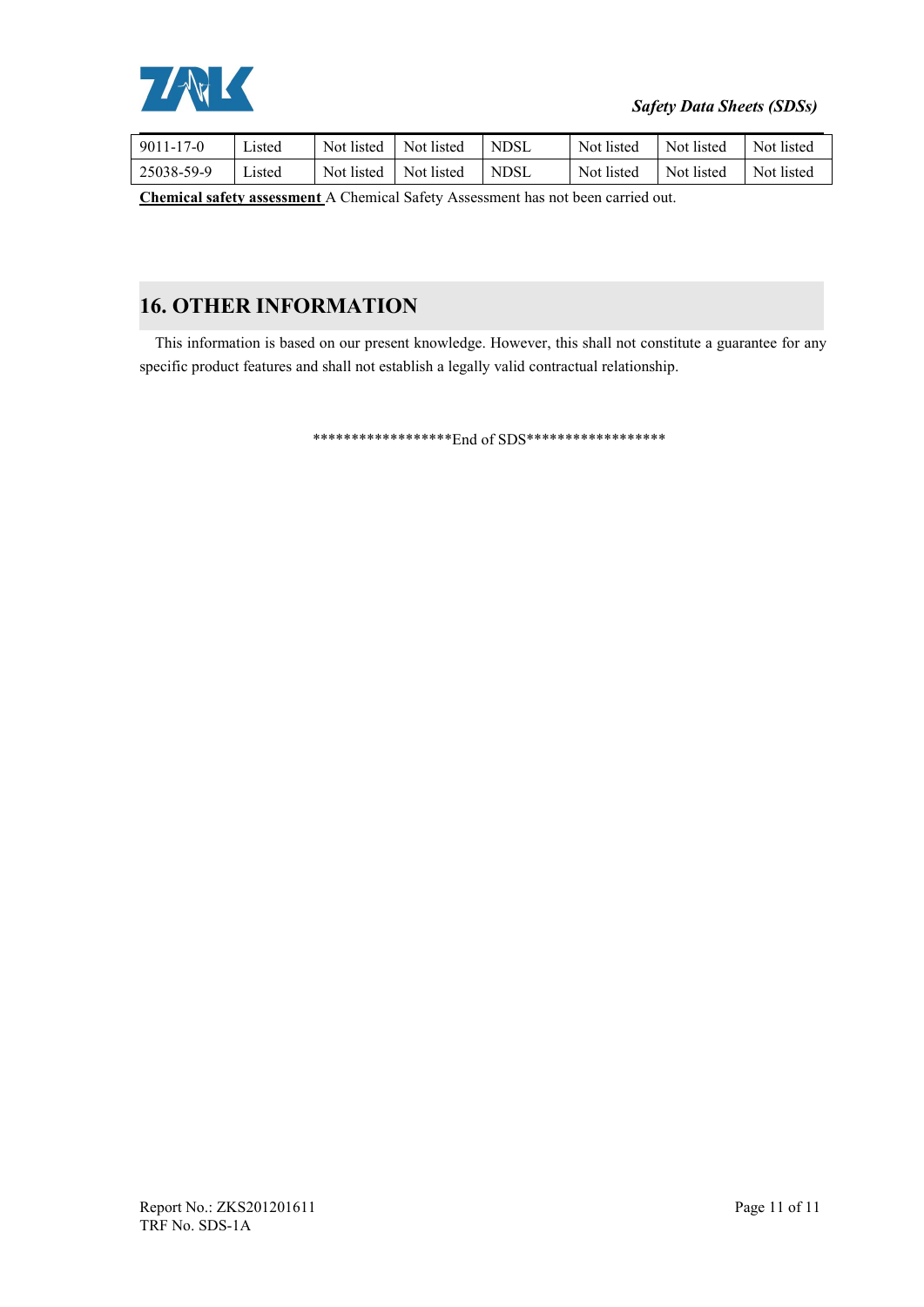| | | | | | | | |
|---|---|---|---|---|---|---|---|
| 9011-17-0 | Listed | Not listed | Not listed | NDSL | Not listed | Not listed | Not listed |
| 25038-59-9 | Listed | Not listed | Not listed | NDSL | Not listed | Not listed | Not listed |

**Chemical safety assessment** A Chemical Safety Assessment has not been carried out.

## 16. OTHER INFORMATION

This information is based on our present knowledge. However, this shall not constitute a guarantee for any specific product features and shall not establish a legally valid contractual relationship.

******************End of SDS******************

Report No.: ZKS201201611
TRF No. SDS-1A